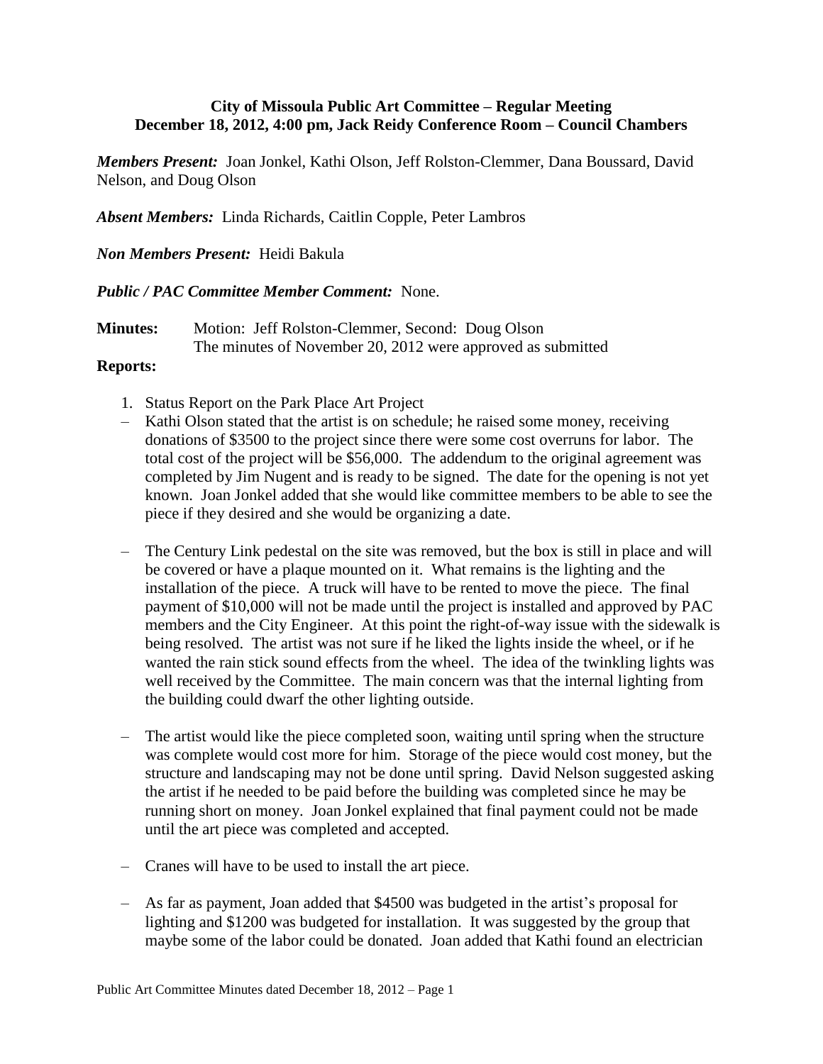**City of Missoula Public Art Committee – Regular Meeting**
**December 18, 2012, 4:00 pm, Jack Reidy Conference Room – Council Chambers**

***Members Present:*** Joan Jonkel, Kathi Olson, Jeff Rolston-Clemmer, Dana Boussard, David Nelson, and Doug Olson

***Absent Members:*** Linda Richards, Caitlin Copple, Peter Lambros

***Non Members Present:*** Heidi Bakula

***Public / PAC Committee Member Comment:*** None.

**Minutes:** Motion: Jeff Rolston-Clemmer, Second: Doug Olson
The minutes of November 20, 2012 were approved as submitted

**Reports:**

1. Status Report on the Park Place Art Project

– Kathi Olson stated that the artist is on schedule; he raised some money, receiving donations of $3500 to the project since there were some cost overruns for labor. The total cost of the project will be $56,000. The addendum to the original agreement was completed by Jim Nugent and is ready to be signed. The date for the opening is not yet known. Joan Jonkel added that she would like committee members to be able to see the piece if they desired and she would be organizing a date.

– The Century Link pedestal on the site was removed, but the box is still in place and will be covered or have a plaque mounted on it. What remains is the lighting and the installation of the piece. A truck will have to be rented to move the piece. The final payment of $10,000 will not be made until the project is installed and approved by PAC members and the City Engineer. At this point the right-of-way issue with the sidewalk is being resolved. The artist was not sure if he liked the lights inside the wheel, or if he wanted the rain stick sound effects from the wheel. The idea of the twinkling lights was well received by the Committee. The main concern was that the internal lighting from the building could dwarf the other lighting outside.

– The artist would like the piece completed soon, waiting until spring when the structure was complete would cost more for him. Storage of the piece would cost money, but the structure and landscaping may not be done until spring. David Nelson suggested asking the artist if he needed to be paid before the building was completed since he may be running short on money. Joan Jonkel explained that final payment could not be made until the art piece was completed and accepted.

– Cranes will have to be used to install the art piece.

– As far as payment, Joan added that $4500 was budgeted in the artist's proposal for lighting and $1200 was budgeted for installation. It was suggested by the group that maybe some of the labor could be donated. Joan added that Kathi found an electrician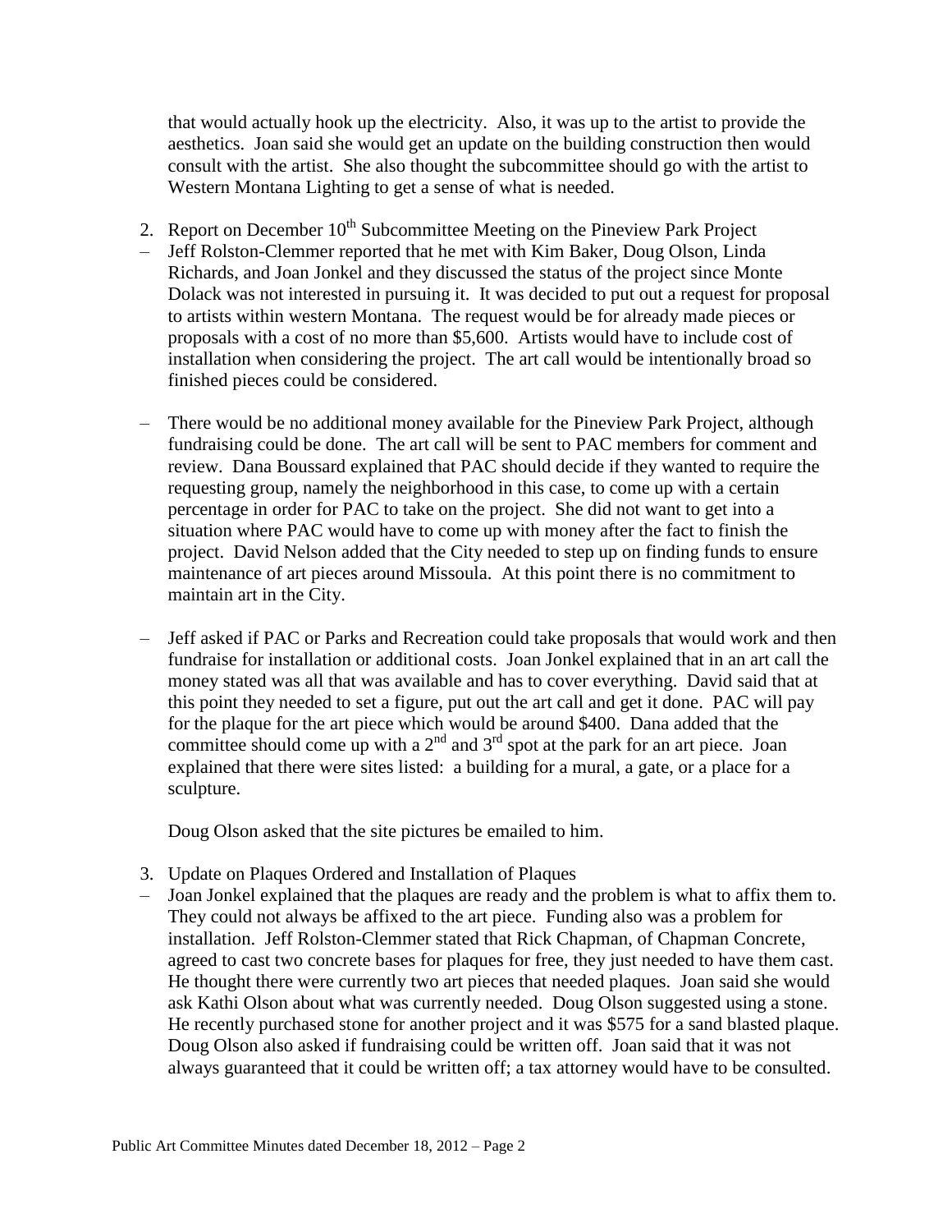that would actually hook up the electricity. Also, it was up to the artist to provide the aesthetics. Joan said she would get an update on the building construction then would consult with the artist. She also thought the subcommittee should go with the artist to Western Montana Lighting to get a sense of what is needed.

2. Report on December 10th Subcommittee Meeting on the Pineview Park Project

– Jeff Rolston-Clemmer reported that he met with Kim Baker, Doug Olson, Linda Richards, and Joan Jonkel and they discussed the status of the project since Monte Dolack was not interested in pursuing it. It was decided to put out a request for proposal to artists within western Montana. The request would be for already made pieces or proposals with a cost of no more than $5,600. Artists would have to include cost of installation when considering the project. The art call would be intentionally broad so finished pieces could be considered.

– There would be no additional money available for the Pineview Park Project, although fundraising could be done. The art call will be sent to PAC members for comment and review. Dana Boussard explained that PAC should decide if they wanted to require the requesting group, namely the neighborhood in this case, to come up with a certain percentage in order for PAC to take on the project. She did not want to get into a situation where PAC would have to come up with money after the fact to finish the project. David Nelson added that the City needed to step up on finding funds to ensure maintenance of art pieces around Missoula. At this point there is no commitment to maintain art in the City.

– Jeff asked if PAC or Parks and Recreation could take proposals that would work and then fundraise for installation or additional costs. Joan Jonkel explained that in an art call the money stated was all that was available and has to cover everything. David said that at this point they needed to set a figure, put out the art call and get it done. PAC will pay for the plaque for the art piece which would be around $400. Dana added that the committee should come up with a 2nd and 3rd spot at the park for an art piece. Joan explained that there were sites listed: a building for a mural, a gate, or a place for a sculpture.

  Doug Olson asked that the site pictures be emailed to him.

3. Update on Plaques Ordered and Installation of Plaques

– Joan Jonkel explained that the plaques are ready and the problem is what to affix them to. They could not always be affixed to the art piece. Funding also was a problem for installation. Jeff Rolston-Clemmer stated that Rick Chapman, of Chapman Concrete, agreed to cast two concrete bases for plaques for free, they just needed to have them cast. He thought there were currently two art pieces that needed plaques. Joan said she would ask Kathi Olson about what was currently needed. Doug Olson suggested using a stone. He recently purchased stone for another project and it was $575 for a sand blasted plaque. Doug Olson also asked if fundraising could be written off. Joan said that it was not always guaranteed that it could be written off; a tax attorney would have to be consulted.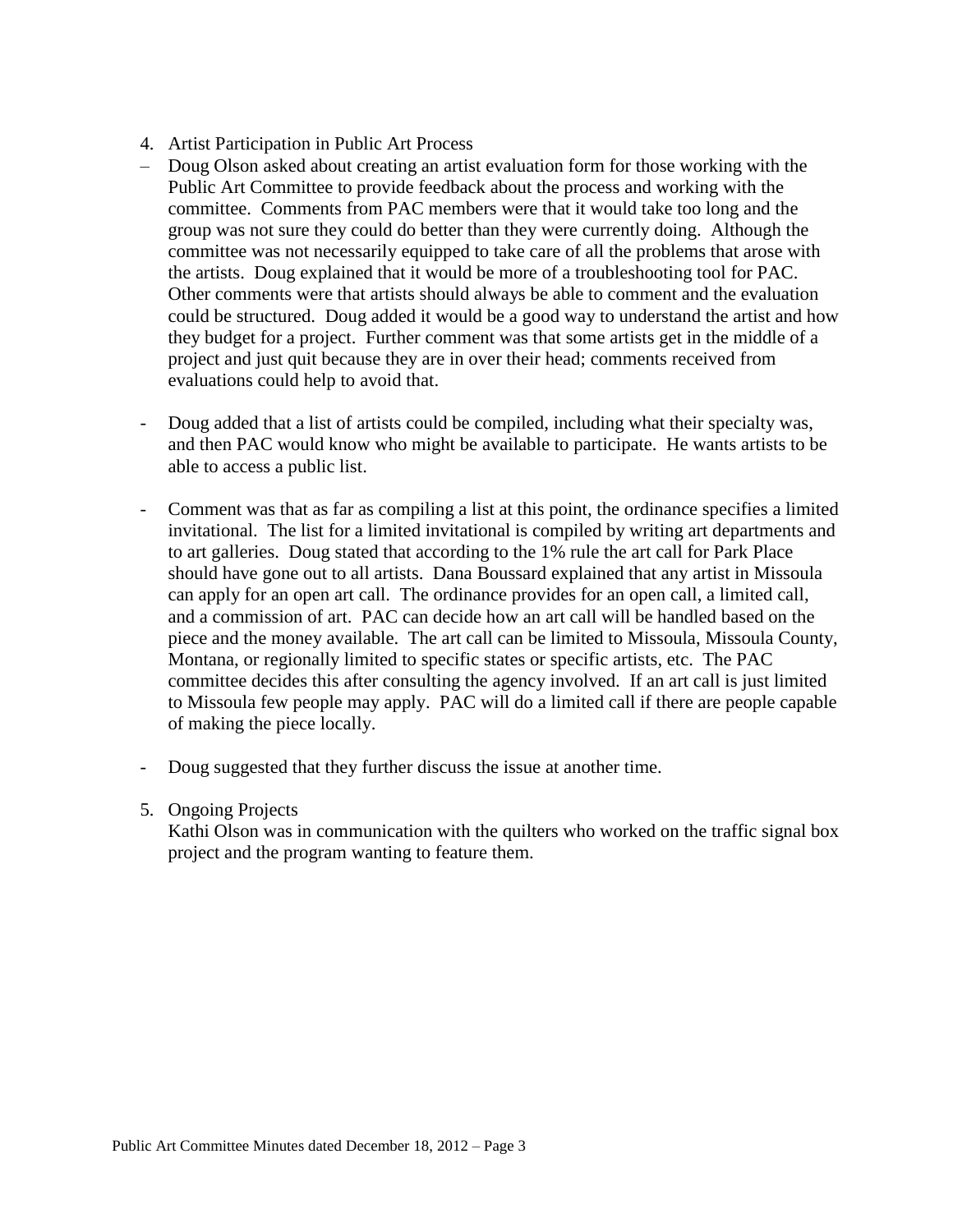4. Artist Participation in Public Art Process

– Doug Olson asked about creating an artist evaluation form for those working with the Public Art Committee to provide feedback about the process and working with the committee. Comments from PAC members were that it would take too long and the group was not sure they could do better than they were currently doing. Although the committee was not necessarily equipped to take care of all the problems that arose with the artists. Doug explained that it would be more of a troubleshooting tool for PAC. Other comments were that artists should always be able to comment and the evaluation could be structured. Doug added it would be a good way to understand the artist and how they budget for a project. Further comment was that some artists get in the middle of a project and just quit because they are in over their head; comments received from evaluations could help to avoid that.

- Doug added that a list of artists could be compiled, including what their specialty was, and then PAC would know who might be available to participate. He wants artists to be able to access a public list.

- Comment was that as far as compiling a list at this point, the ordinance specifies a limited invitational. The list for a limited invitational is compiled by writing art departments and to art galleries. Doug stated that according to the 1% rule the art call for Park Place should have gone out to all artists. Dana Boussard explained that any artist in Missoula can apply for an open art call. The ordinance provides for an open call, a limited call, and a commission of art. PAC can decide how an art call will be handled based on the piece and the money available. The art call can be limited to Missoula, Missoula County, Montana, or regionally limited to specific states or specific artists, etc. The PAC committee decides this after consulting the agency involved. If an art call is just limited to Missoula few people may apply. PAC will do a limited call if there are people capable of making the piece locally.

- Doug suggested that they further discuss the issue at another time.

5. Ongoing Projects

   Kathi Olson was in communication with the quilters who worked on the traffic signal box project and the program wanting to feature them.